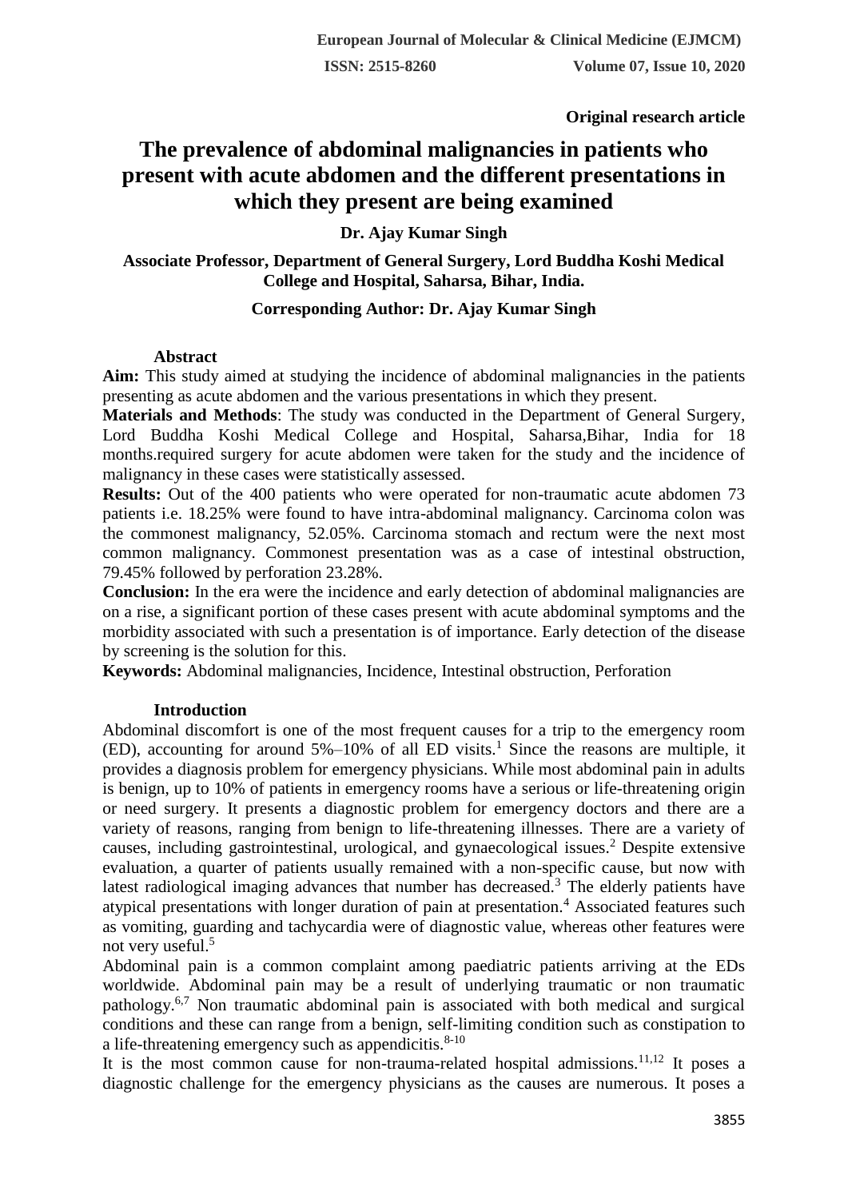**Original research article**

# The prevalence of abdominal malignancies in patients who present with acute abdomen and the different presentations in which they present are being examined

**Dr. Ajay Kumar Singh**

**Associate Professor, Department of General Surgery, Lord Buddha Koshi Medical College and Hospital, Saharsa, Bihar, India.**

**Corresponding Author: Dr. Ajay Kumar Singh**

## Abstract

**Aim:** This study aimed at studying the incidence of abdominal malignancies in the patients presenting as acute abdomen and the various presentations in which they present.

**Materials and Methods**: The study was conducted in the Department of General Surgery, Lord Buddha Koshi Medical College and Hospital, Saharsa,Bihar, India for 18 months.required surgery for acute abdomen were taken for the study and the incidence of malignancy in these cases were statistically assessed.

**Results:** Out of the 400 patients who were operated for non-traumatic acute abdomen 73 patients i.e. 18.25% were found to have intra-abdominal malignancy. Carcinoma colon was the commonest malignancy, 52.05%. Carcinoma stomach and rectum were the next most common malignancy. Commonest presentation was as a case of intestinal obstruction, 79.45% followed by perforation 23.28%.

**Conclusion:** In the era were the incidence and early detection of abdominal malignancies are on a rise, a significant portion of these cases present with acute abdominal symptoms and the morbidity associated with such a presentation is of importance. Early detection of the disease by screening is the solution for this.

**Keywords:** Abdominal malignancies, Incidence, Intestinal obstruction, Perforation

## Introduction

Abdominal discomfort is one of the most frequent causes for a trip to the emergency room (ED), accounting for around 5%–10% of all ED visits.[1] Since the reasons are multiple, it provides a diagnosis problem for emergency physicians. While most abdominal pain in adults is benign, up to 10% of patients in emergency rooms have a serious or life-threatening origin or need surgery. It presents a diagnostic problem for emergency doctors and there are a variety of reasons, ranging from benign to life-threatening illnesses. There are a variety of causes, including gastrointestinal, urological, and gynaecological issues.[2] Despite extensive evaluation, a quarter of patients usually remained with a non-specific cause, but now with latest radiological imaging advances that number has decreased.[3] The elderly patients have atypical presentations with longer duration of pain at presentation.[4] Associated features such as vomiting, guarding and tachycardia were of diagnostic value, whereas other features were not very useful.[5]

Abdominal pain is a common complaint among paediatric patients arriving at the EDs worldwide. Abdominal pain may be a result of underlying traumatic or non traumatic pathology.[6,7] Non traumatic abdominal pain is associated with both medical and surgical conditions and these can range from a benign, self-limiting condition such as constipation to a life-threatening emergency such as appendicitis.[8-10]

It is the most common cause for non-trauma-related hospital admissions.[11,12] It poses a diagnostic challenge for the emergency physicians as the causes are numerous. It poses a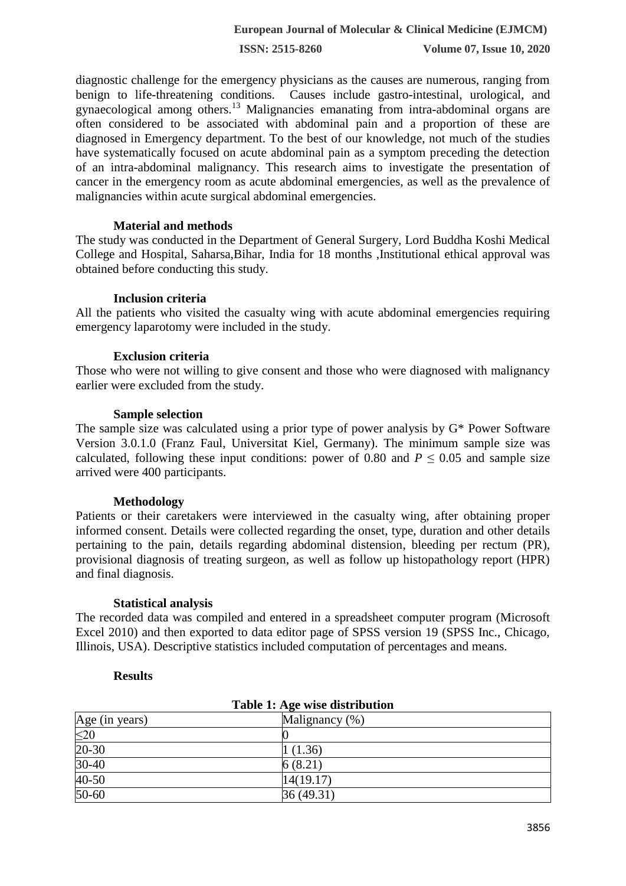diagnostic challenge for the emergency physicians as the causes are numerous, ranging from benign to life-threatening conditions. Causes include gastro-intestinal, urological, and gynaecological among others.[13] Malignancies emanating from intra-abdominal organs are often considered to be associated with abdominal pain and a proportion of these are diagnosed in Emergency department. To the best of our knowledge, not much of the studies have systematically focused on acute abdominal pain as a symptom preceding the detection of an intra-abdominal malignancy. This research aims to investigate the presentation of cancer in the emergency room as acute abdominal emergencies, as well as the prevalence of malignancies within acute surgical abdominal emergencies.

## Material and methods

The study was conducted in the Department of General Surgery, Lord Buddha Koshi Medical College and Hospital, Saharsa,Bihar, India for 18 months ,Institutional ethical approval was obtained before conducting this study.

### Inclusion criteria

All the patients who visited the casualty wing with acute abdominal emergencies requiring emergency laparotomy were included in the study.

### Exclusion criteria

Those who were not willing to give consent and those who were diagnosed with malignancy earlier were excluded from the study.

### Sample selection

The sample size was calculated using a prior type of power analysis by G* Power Software Version 3.0.1.0 (Franz Faul, Universitat Kiel, Germany). The minimum sample size was calculated, following these input conditions: power of 0.80 and $P \leq 0.05$ and sample size arrived were 400 participants.

### Methodology

Patients or their caretakers were interviewed in the casualty wing, after obtaining proper informed consent. Details were collected regarding the onset, type, duration and other details pertaining to the pain, details regarding abdominal distension, bleeding per rectum (PR), provisional diagnosis of treating surgeon, as well as follow up histopathology report (HPR) and final diagnosis.

### Statistical analysis

The recorded data was compiled and entered in a spreadsheet computer program (Microsoft Excel 2010) and then exported to data editor page of SPSS version 19 (SPSS Inc., Chicago, Illinois, USA). Descriptive statistics included computation of percentages and means.

## Results

**Table 1: Age wise distribution**

| Age (in years) | Malignancy (%) |
|---|---|
| ≤20 | 0 |
| 20-30 | 1 (1.36) |
| 30-40 | 6 (8.21) |
| 40-50 | 14(19.17) |
| 50-60 | 36 (49.31) |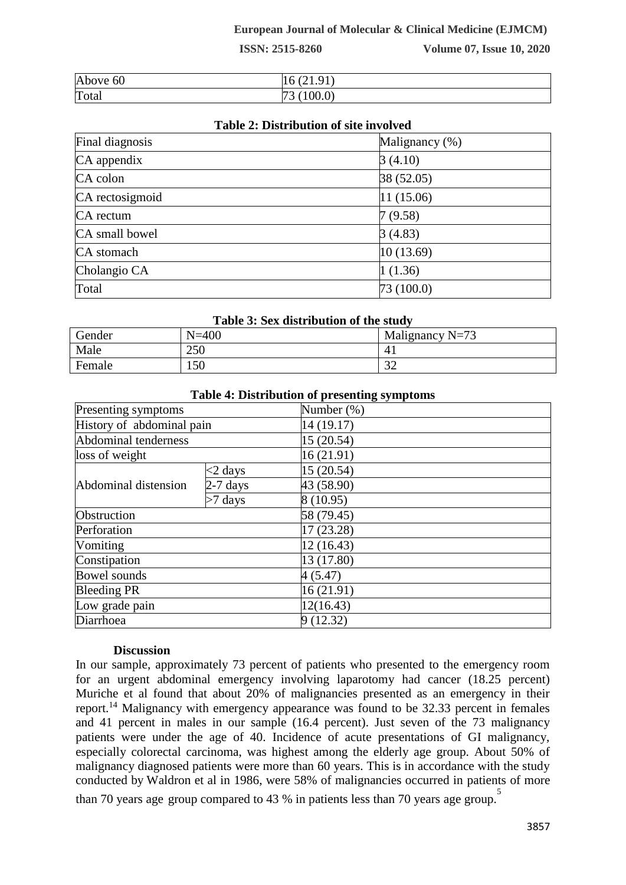| Above 60 | 16 (21.91) |
|---|---|
| Total | 73 (100.0) |

**Table 2: Distribution of site involved**

| Final diagnosis | Malignancy (%) |
|---|---|
| CA appendix | 3 (4.10) |
| CA colon | 38 (52.05) |
| CA rectosigmoid | 11 (15.06) |
| CA rectum | 7 (9.58) |
| CA small bowel | 3 (4.83) |
| CA stomach | 10 (13.69) |
| Cholangio CA | 1 (1.36) |
| Total | 73 (100.0) |

**Table 3: Sex distribution of the study**

| Gender | N=400 | Malignancy N=73 |
|---|---|---|
| Male | 250 | 41 |
| Female | 150 | 32 |

**Table 4: Distribution of presenting symptoms**

| Presenting symptoms | | Number (%) |
|---|---|---|
| History of abdominal pain | | 14 (19.17) |
| Abdominal tenderness | | 15 (20.54) |
| loss of weight | | 16 (21.91) |
| Abdominal distension | <2 days | 15 (20.54) |
| | 2-7 days | 43 (58.90) |
| | >7 days | 8 (10.95) |
| Obstruction | | 58 (79.45) |
| Perforation | | 17 (23.28) |
| Vomiting | | 12 (16.43) |
| Constipation | | 13 (17.80) |
| Bowel sounds | | 4 (5.47) |
| Bleeding PR | | 16 (21.91) |
| Low grade pain | | 12(16.43) |
| Diarrhoea | | 9 (12.32) |

### Discussion

In our sample, approximately 73 percent of patients who presented to the emergency room for an urgent abdominal emergency involving laparotomy had cancer (18.25 percent) Muriche et al found that about 20% of malignancies presented as an emergency in their report.[14] Malignancy with emergency appearance was found to be 32.33 percent in females and 41 percent in males in our sample (16.4 percent). Just seven of the 73 malignancy patients were under the age of 40. Incidence of acute presentations of GI malignancy, especially colorectal carcinoma, was highest among the elderly age group. About 50% of malignancy diagnosed patients were more than 60 years. This is in accordance with the study conducted by Waldron et al in 1986, were 58% of malignancies occurred in patients of more than 70 years age group compared to 43 % in patients less than 70 years age group.[5]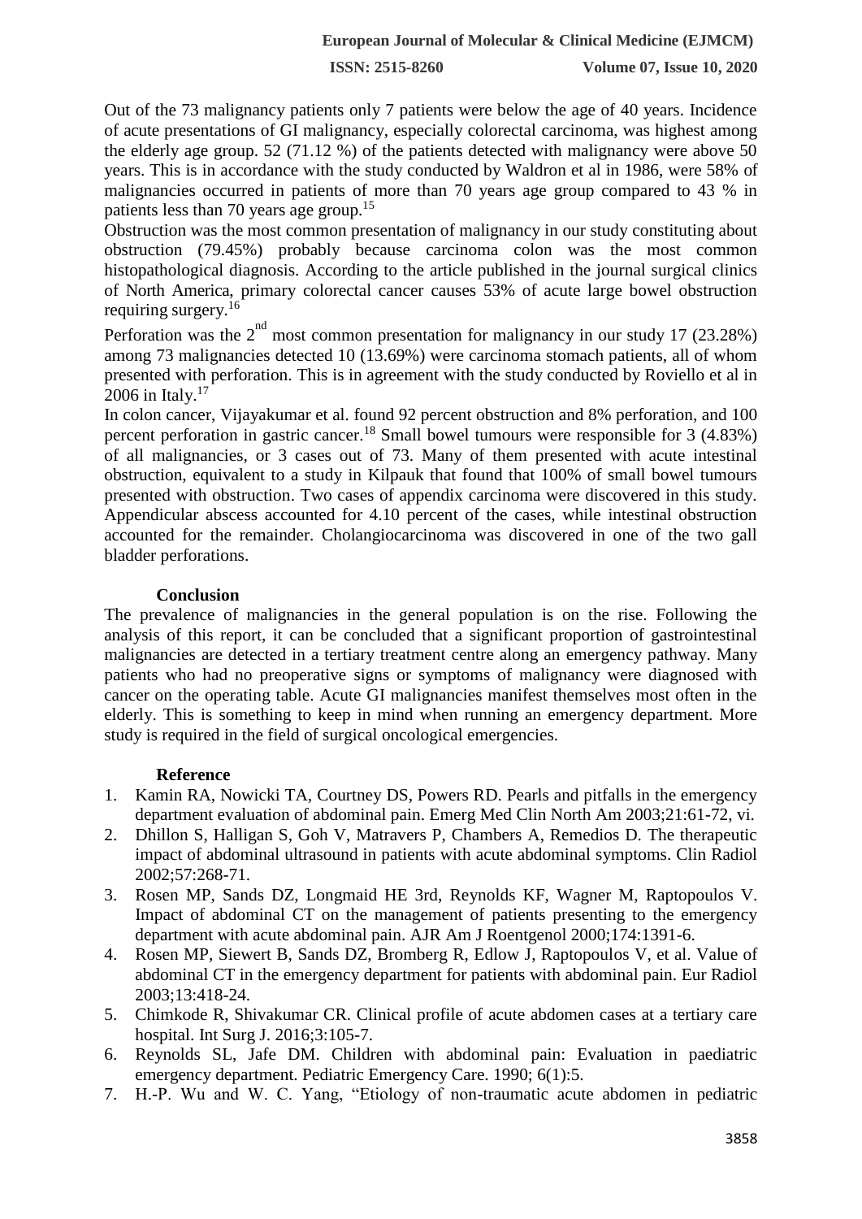Out of the 73 malignancy patients only 7 patients were below the age of 40 years. Incidence of acute presentations of GI malignancy, especially colorectal carcinoma, was highest among the elderly age group. 52 (71.12 %) of the patients detected with malignancy were above 50 years. This is in accordance with the study conducted by Waldron et al in 1986, were 58% of malignancies occurred in patients of more than 70 years age group compared to 43 % in patients less than 70 years age group.[15]

Obstruction was the most common presentation of malignancy in our study constituting about obstruction (79.45%) probably because carcinoma colon was the most common histopathological diagnosis. According to the article published in the journal surgical clinics of North America, primary colorectal cancer causes 53% of acute large bowel obstruction requiring surgery.[16]

Perforation was the 2nd most common presentation for malignancy in our study 17 (23.28%) among 73 malignancies detected 10 (13.69%) were carcinoma stomach patients, all of whom presented with perforation. This is in agreement with the study conducted by Roviello et al in 2006 in Italy.[17]

In colon cancer, Vijayakumar et al. found 92 percent obstruction and 8% perforation, and 100 percent perforation in gastric cancer.[18] Small bowel tumours were responsible for 3 (4.83%) of all malignancies, or 3 cases out of 73. Many of them presented with acute intestinal obstruction, equivalent to a study in Kilpauk that found that 100% of small bowel tumours presented with obstruction. Two cases of appendix carcinoma were discovered in this study. Appendicular abscess accounted for 4.10 percent of the cases, while intestinal obstruction accounted for the remainder. Cholangiocarcinoma was discovered in one of the two gall bladder perforations.

## Conclusion

The prevalence of malignancies in the general population is on the rise. Following the analysis of this report, it can be concluded that a significant proportion of gastrointestinal malignancies are detected in a tertiary treatment centre along an emergency pathway. Many patients who had no preoperative signs or symptoms of malignancy were diagnosed with cancer on the operating table. Acute GI malignancies manifest themselves most often in the elderly. This is something to keep in mind when running an emergency department. More study is required in the field of surgical oncological emergencies.

## Reference

1. Kamin RA, Nowicki TA, Courtney DS, Powers RD. Pearls and pitfalls in the emergency department evaluation of abdominal pain. Emerg Med Clin North Am 2003;21:61-72, vi.
2. Dhillon S, Halligan S, Goh V, Matravers P, Chambers A, Remedios D. The therapeutic impact of abdominal ultrasound in patients with acute abdominal symptoms. Clin Radiol 2002;57:268-71.
3. Rosen MP, Sands DZ, Longmaid HE 3rd, Reynolds KF, Wagner M, Raptopoulos V. Impact of abdominal CT on the management of patients presenting to the emergency department with acute abdominal pain. AJR Am J Roentgenol 2000;174:1391-6.
4. Rosen MP, Siewert B, Sands DZ, Bromberg R, Edlow J, Raptopoulos V, et al. Value of abdominal CT in the emergency department for patients with abdominal pain. Eur Radiol 2003;13:418-24.
5. Chimkode R, Shivakumar CR. Clinical profile of acute abdomen cases at a tertiary care hospital. Int Surg J. 2016;3:105-7.
6. Reynolds SL, Jafe DM. Children with abdominal pain: Evaluation in paediatric emergency department. Pediatric Emergency Care. 1990; 6(1):5.
7. H.-P. Wu and W. C. Yang, "Etiology of non-traumatic acute abdomen in pediatric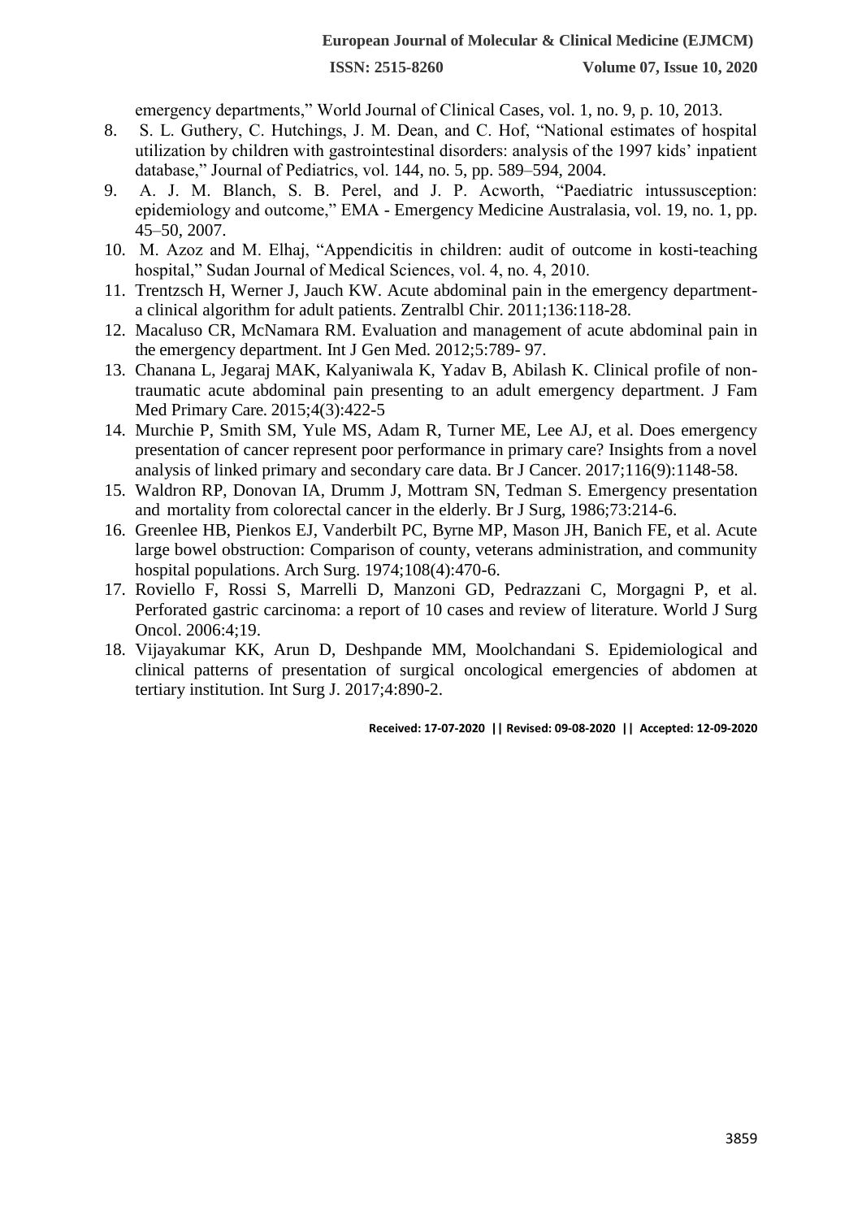emergency departments," World Journal of Clinical Cases, vol. 1, no. 9, p. 10, 2013.

8. S. L. Guthery, C. Hutchings, J. M. Dean, and C. Hof, "National estimates of hospital utilization by children with gastrointestinal disorders: analysis of the 1997 kids' inpatient database," Journal of Pediatrics, vol. 144, no. 5, pp. 589–594, 2004.
9. A. J. M. Blanch, S. B. Perel, and J. P. Acworth, "Paediatric intussusception: epidemiology and outcome," EMA - Emergency Medicine Australasia, vol. 19, no. 1, pp. 45–50, 2007.
10. M. Azoz and M. Elhaj, "Appendicitis in children: audit of outcome in kosti-teaching hospital," Sudan Journal of Medical Sciences, vol. 4, no. 4, 2010.
11. Trentzsch H, Werner J, Jauch KW. Acute abdominal pain in the emergency department-a clinical algorithm for adult patients. Zentralbl Chir. 2011;136:118-28.
12. Macaluso CR, McNamara RM. Evaluation and management of acute abdominal pain in the emergency department. Int J Gen Med. 2012;5:789- 97.
13. Chanana L, Jegaraj MAK, Kalyaniwala K, Yadav B, Abilash K. Clinical profile of non-traumatic acute abdominal pain presenting to an adult emergency department. J Fam Med Primary Care. 2015;4(3):422-5
14. Murchie P, Smith SM, Yule MS, Adam R, Turner ME, Lee AJ, et al. Does emergency presentation of cancer represent poor performance in primary care? Insights from a novel analysis of linked primary and secondary care data. Br J Cancer. 2017;116(9):1148-58.
15. Waldron RP, Donovan IA, Drumm J, Mottram SN, Tedman S. Emergency presentation and mortality from colorectal cancer in the elderly. Br J Surg, 1986;73:214-6.
16. Greenlee HB, Pienkos EJ, Vanderbilt PC, Byrne MP, Mason JH, Banich FE, et al. Acute large bowel obstruction: Comparison of county, veterans administration, and community hospital populations. Arch Surg. 1974;108(4):470-6.
17. Roviello F, Rossi S, Marrelli D, Manzoni GD, Pedrazzani C, Morgagni P, et al. Perforated gastric carcinoma: a report of 10 cases and review of literature. World J Surg Oncol. 2006:4;19.
18. Vijayakumar KK, Arun D, Deshpande MM, Moolchandani S. Epidemiological and clinical patterns of presentation of surgical oncological emergencies of abdomen at tertiary institution. Int Surg J. 2017;4:890-2.

**Received: 17-07-2020 || Revised: 09-08-2020 || Accepted: 12-09-2020**